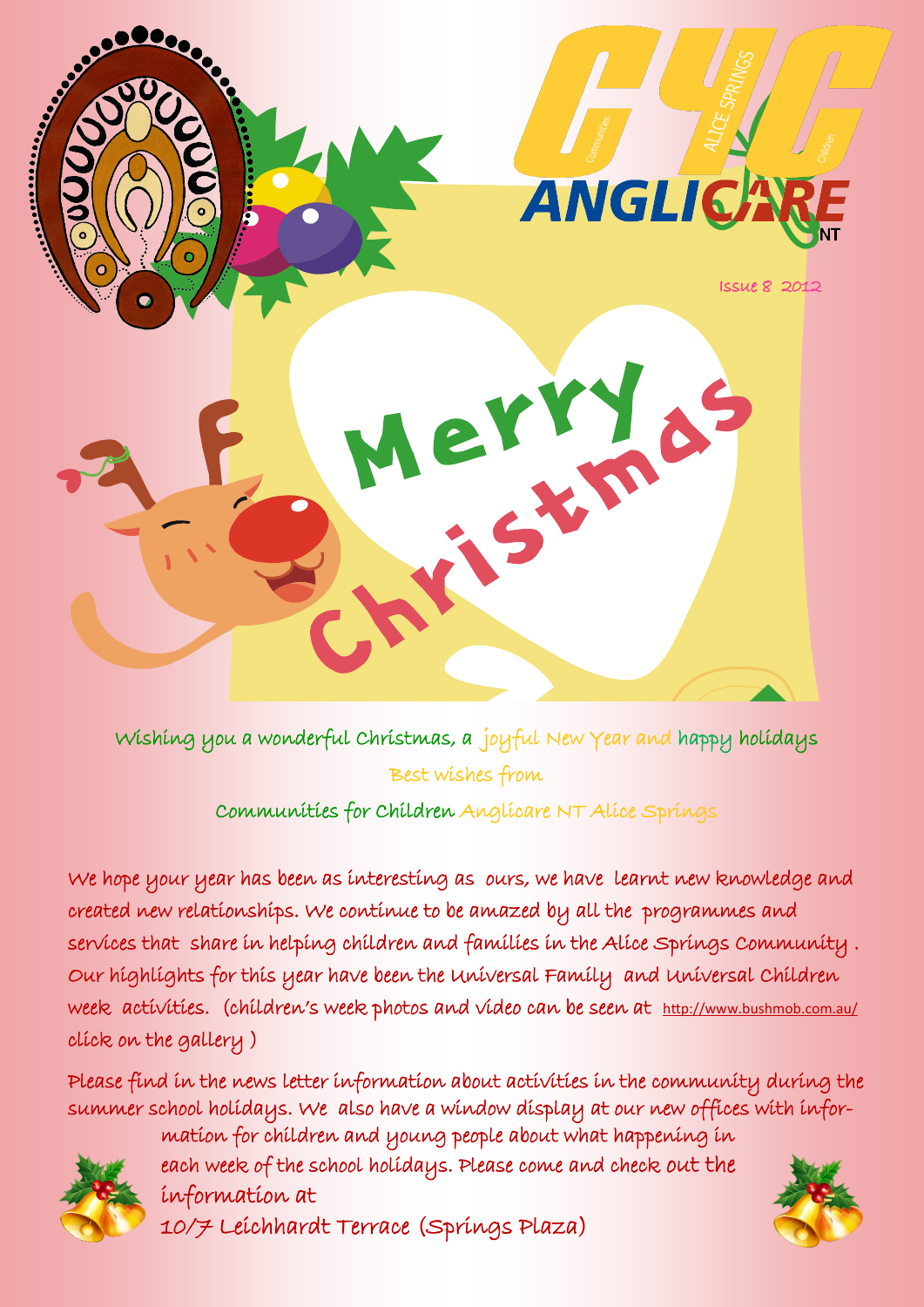CYC ALICE SPRINGS

Communities Children

ANGLICARE NT

Issue 8 2012

# Merry Christmas

Wishing you a wonderful Christmas, a joyful New Year and happy holidays

Best wishes from

Communities for Children Anglicare NT Alice Springs

We hope your year has been as interesting as ours, we have learnt new knowledge and created new relationships. We continue to be amazed by all the programmes and services that share in helping children and families in the Alice Springs Community . Our highlights for this year have been the Universal Family and Universal Children week activities. (children's week photos and video can be seen at http://www.bushmob.com.au/ click on the gallery )

Please find in the news letter information about activities in the community during the summer school holidays. We also have a window display at our new offices with information for children and young people about what happening in each week of the school holidays. Please come and check out the information at 10/7 Leichhardt Terrace (Springs Plaza)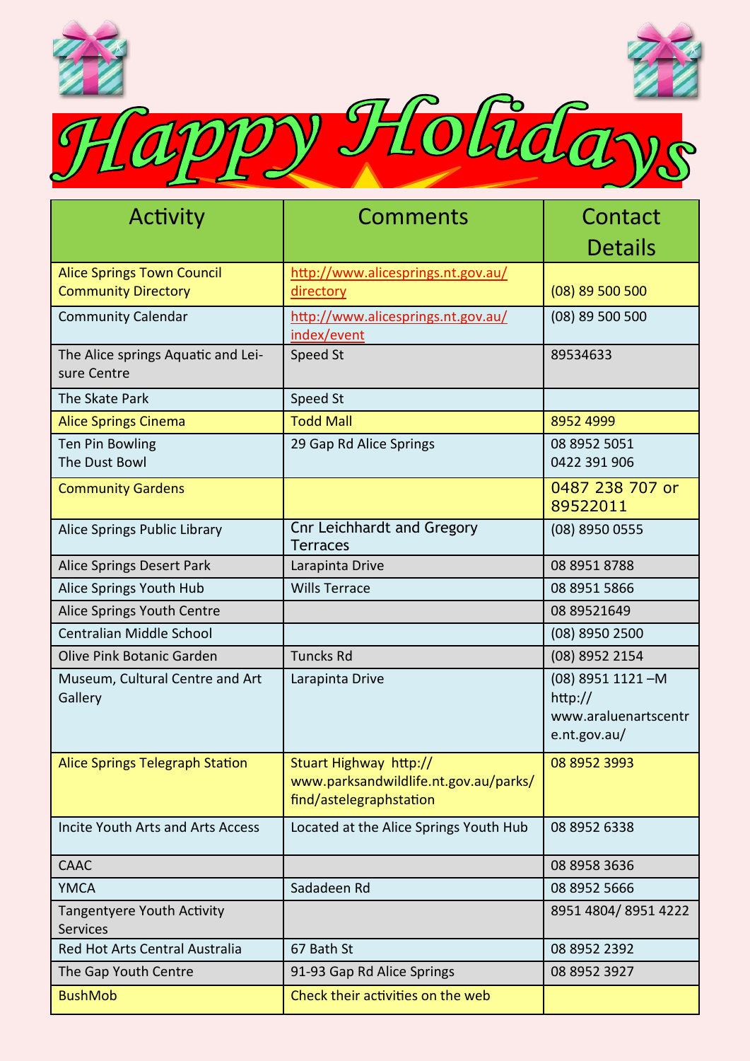# Happy Holidays

| Activity | Comments | Contact Details |
|---|---|---|
| Alice Springs Town Council Community Directory | http://www.alicesprings.nt.gov.au/directory | (08) 89 500 500 |
| Community Calendar | http://www.alicesprings.nt.gov.au/index/event | (08) 89 500 500 |
| The Alice springs Aquatic and Leisure Centre | Speed St | 89534633 |
| The Skate Park | Speed St | |
| Alice Springs Cinema | Todd Mall | 8952 4999 |
| Ten Pin Bowling<br>The Dust Bowl | 29 Gap Rd Alice Springs | 08 8952 5051<br>0422 391 906 |
| Community Gardens | | 0487 238 707 or 89522011 |
| Alice Springs Public Library | Cnr Leichhardt and Gregory Terraces | (08) 8950 0555 |
| Alice Springs Desert Park | Larapinta Drive | 08 8951 8788 |
| Alice Springs Youth Hub | Wills Terrace | 08 8951 5866 |
| Alice Springs Youth Centre | | 08 89521649 |
| Centralian Middle School | | (08) 8950 2500 |
| Olive Pink Botanic Garden | Tuncks Rd | (08) 8952 2154 |
| Museum, Cultural Centre and Art Gallery | Larapinta Drive | (08) 8951 1121 –M http://www.araluenartscentre.nt.gov.au/ |
| Alice Springs Telegraph Station | Stuart Highway http://www.parksandwildlife.nt.gov.au/parks/find/astelegraphstation | 08 8952 3993 |
| Incite Youth Arts and Arts Access | Located at the Alice Springs Youth Hub | 08 8952 6338 |
| CAAC | | 08 8958 3636 |
| YMCA | Sadadeen Rd | 08 8952 5666 |
| Tangentyere Youth Activity Services | | 8951 4804/ 8951 4222 |
| Red Hot Arts Central Australia | 67 Bath St | 08 8952 2392 |
| The Gap Youth Centre | 91-93 Gap Rd Alice Springs | 08 8952 3927 |
| BushMob | Check their activities on the web | |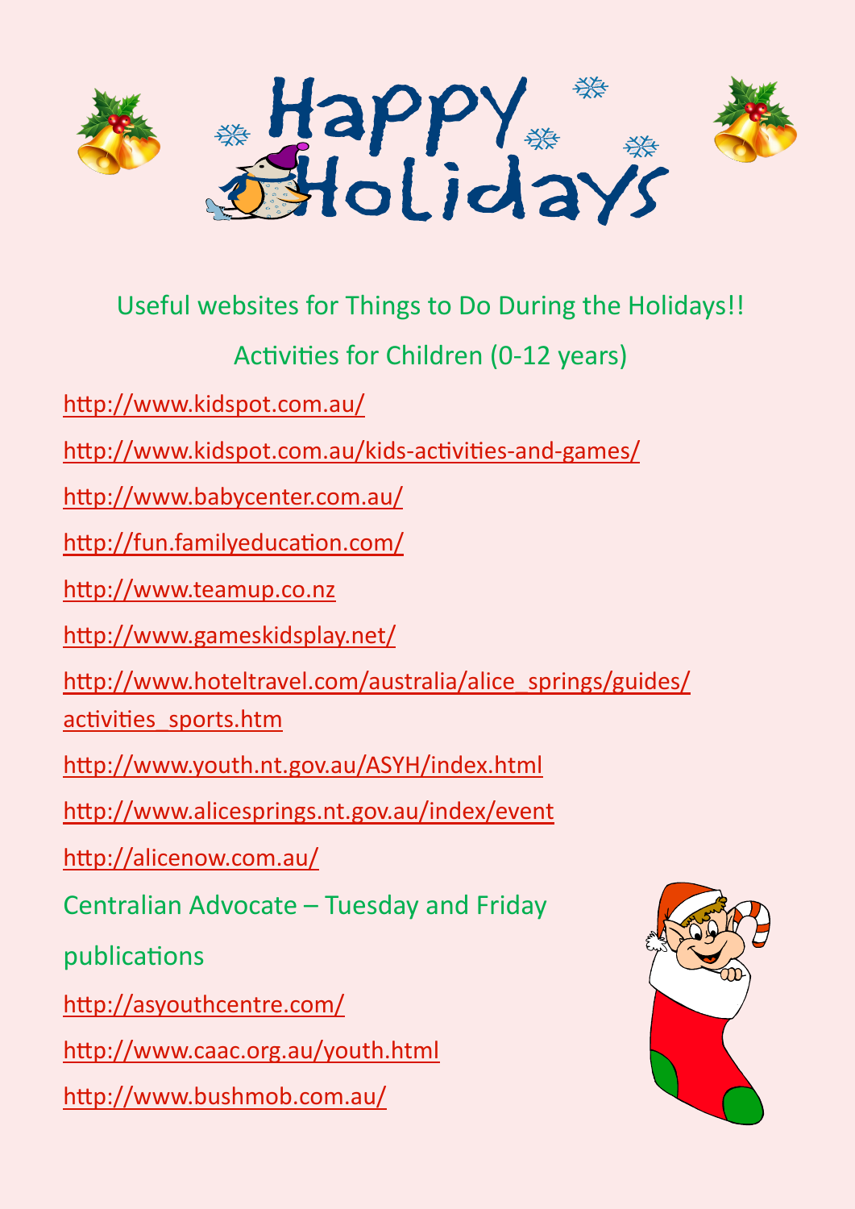# Happy Holidays

Useful websites for Things to Do During the Holidays!!

Activities for Children (0-12 years)

http://www.kidspot.com.au/

http://www.kidspot.com.au/kids-activities-and-games/

http://www.babycenter.com.au/

http://fun.familyeducation.com/

http://www.teamup.co.nz

http://www.gameskidsplay.net/

http://www.hoteltravel.com/australia/alice_springs/guides/activities_sports.htm

http://www.youth.nt.gov.au/ASYH/index.html

http://www.alicesprings.nt.gov.au/index/event

http://alicenow.com.au/

Centralian Advocate – Tuesday and Friday publications

http://asyouthcentre.com/

http://www.caac.org.au/youth.html

http://www.bushmob.com.au/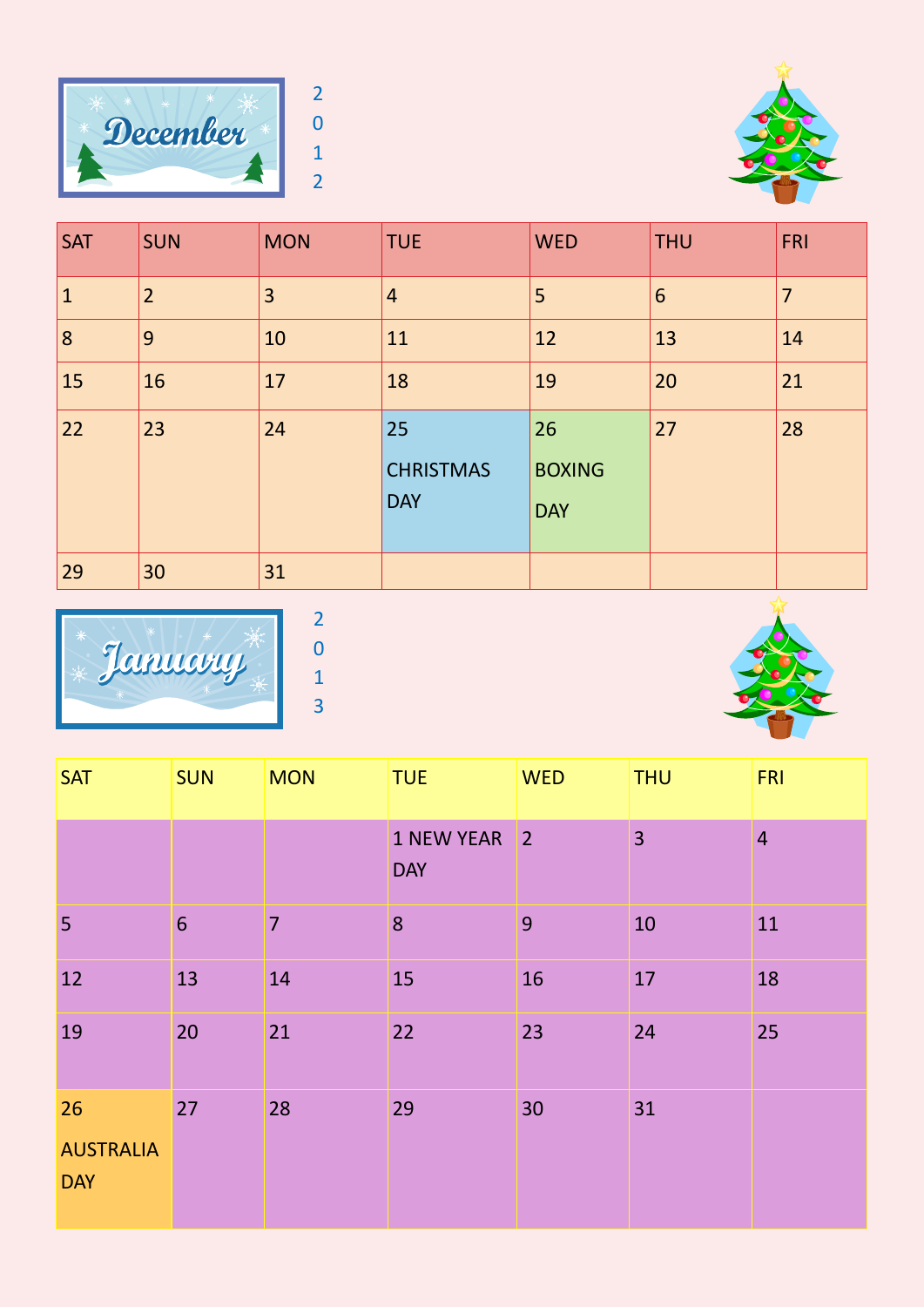## December 2012

| SAT | SUN | MON | TUE | WED | THU | FRI |
|---|---|---|---|---|---|---|
| 1 | 2 | 3 | 4 | 5 | 6 | 7 |
| 8 | 9 | 10 | 11 | 12 | 13 | 14 |
| 15 | 16 | 17 | 18 | 19 | 20 | 21 |
| 22 | 23 | 24 | 25 CHRISTMAS DAY | 26 BOXING DAY | 27 | 28 |
| 29 | 30 | 31 | | | | |

## January 2013

| SAT | SUN | MON | TUE | WED | THU | FRI |
|---|---|---|---|---|---|---|
| | | | 1 NEW YEAR DAY | 2 | 3 | 4 |
| 5 | 6 | 7 | 8 | 9 | 10 | 11 |
| 12 | 13 | 14 | 15 | 16 | 17 | 18 |
| 19 | 20 | 21 | 22 | 23 | 24 | 25 |
| 26 AUSTRALIA DAY | 27 | 28 | 29 | 30 | 31 | |